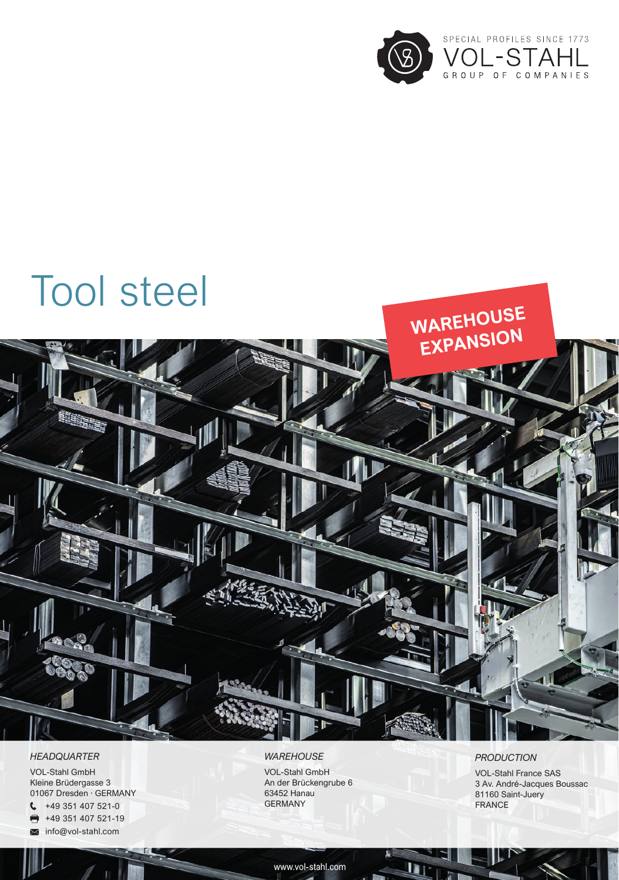SPECIAL PROFILES SINCE 1773

VOL-STAHL

GROUP OF COMPANIES

# Tool steel

**WAREHOUSE EXPANSION**

*HEADQUARTER*

VOL-Stahl GmbH
Kleine Brüdergasse 3
01067 Dresden · GERMANY
+49 351 407 521-0
+49 351 407 521-19
info@vol-stahl.com

*WAREHOUSE*

VOL-Stahl GmbH
An der Brückengrube 6
63452 Hanau
GERMANY

*PRODUCTION*

VOL-Stahl France SAS
3 Av. André-Jacques Boussac
81160 Saint-Juery
FRANCE

www.vol-stahl.com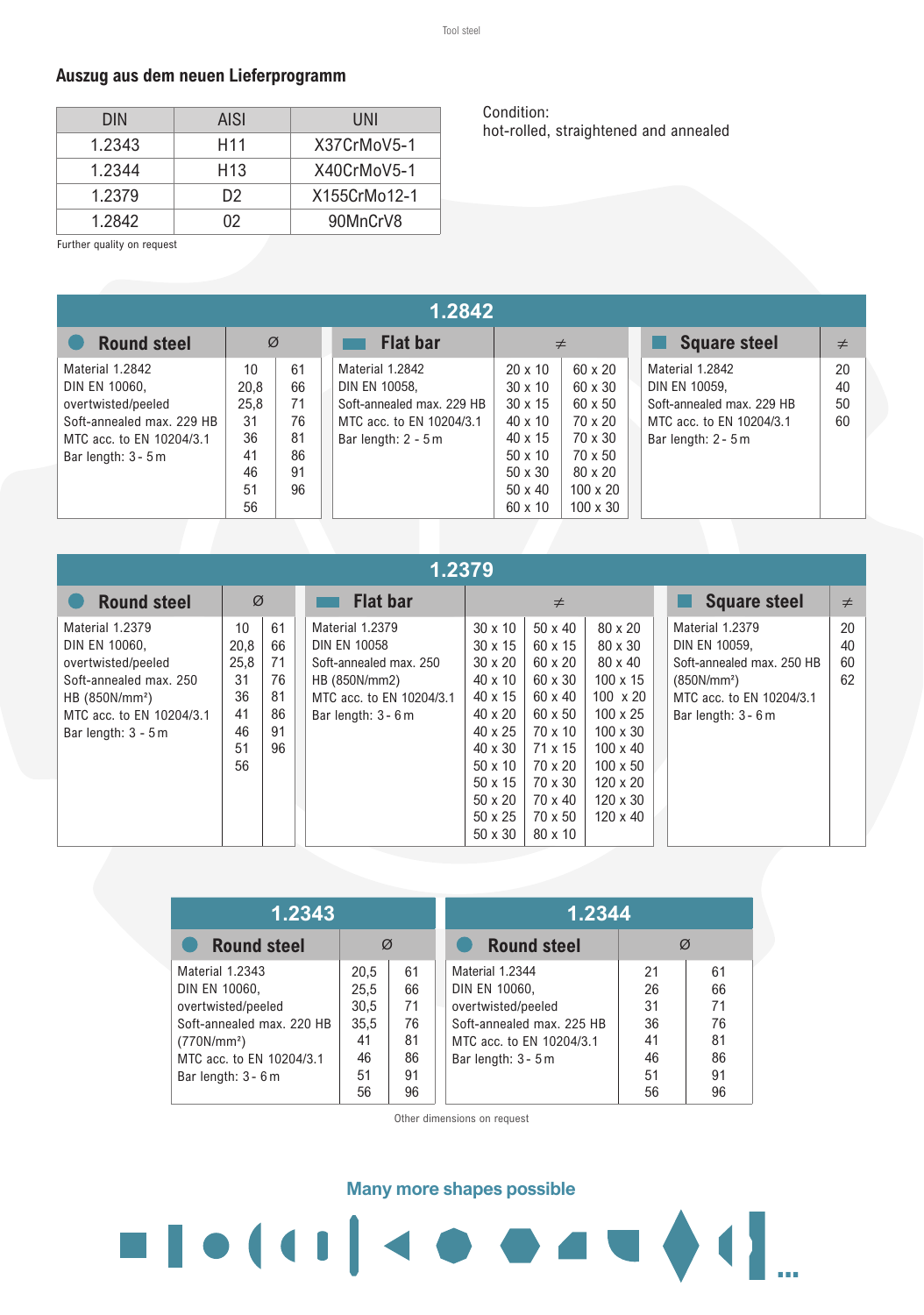## Auszug aus dem neuen Lieferprogramm

| DIN | AISI | UNI |
|---|---|---|
| 1.2343 | H11 | X37CrMoV5-1 |
| 1.2344 | H13 | X40CrMoV5-1 |
| 1.2379 | D2 | X155CrMo12-1 |
| 1.2842 | 02 | 90MnCrV8 |

Further quality on request

Condition:
hot-rolled, straightened and annealed

## 1.2842

### Round steel

| Round steel | Ø | |
|---|---|---|
| Material 1.2842<br>DIN EN 10060,<br>overtwisted/peeled<br>Soft-annealed max. 229 HB<br>MTC acc. to EN 10204/3.1<br>Bar length: 3 - 5 m | 10<br>20,8<br>25,8<br>31<br>36<br>41<br>46<br>51<br>56 | 61<br>66<br>71<br>76<br>81<br>86<br>91<br>96 |

### Flat bar

| Flat bar | ≠ | |
|---|---|---|
| Material 1.2842<br>DIN EN 10058,<br>Soft-annealed max. 229 HB<br>MTC acc. to EN 10204/3.1<br>Bar length: 2 - 5 m | 20 x 10<br>30 x 10<br>30 x 15<br>40 x 10<br>40 x 15<br>50 x 10<br>50 x 30<br>50 x 40<br>60 x 10 | 60 x 20<br>60 x 30<br>60 x 50<br>70 x 20<br>70 x 30<br>70 x 50<br>80 x 20<br>100 x 20<br>100 x 30 |

### Square steel

| Square steel | ≠ |
|---|---|
| Material 1.2842<br>DIN EN 10059,<br>Soft-annealed max. 229 HB<br>MTC acc. to EN 10204/3.1<br>Bar length: 2 - 5 m | 20<br>40<br>50<br>60 |

## 1.2379

### Round steel

| Round steel | Ø | |
|---|---|---|
| Material 1.2379<br>DIN EN 10060,<br>overtwisted/peeled<br>Soft-annealed max. 250 HB (850N/mm²)<br>MTC acc. to EN 10204/3.1<br>Bar length: 3 - 5 m | 10<br>20,8<br>25,8<br>31<br>36<br>41<br>46<br>51<br>56 | 61<br>66<br>71<br>76<br>81<br>86<br>91<br>96 |

### Flat bar

| Flat bar | ≠ | | |
|---|---|---|---|
| Material 1.2379<br>DIN EN 10058<br>Soft-annealed max. 250 HB (850N/mm2)<br>MTC acc. to EN 10204/3.1<br>Bar length: 3 - 6 m | 30 x 10<br>30 x 15<br>30 x 20<br>40 x 10<br>40 x 15<br>40 x 20<br>40 x 25<br>40 x 30<br>50 x 10<br>50 x 15<br>50 x 20<br>50 x 25<br>50 x 30 | 50 x 40<br>60 x 15<br>60 x 20<br>60 x 30<br>60 x 40<br>60 x 50<br>70 x 10<br>71 x 15<br>70 x 20<br>70 x 30<br>70 x 40<br>70 x 50<br>80 x 10 | 80 x 20<br>80 x 30<br>80 x 40<br>100 x 15<br>100 x 20<br>100 x 25<br>100 x 30<br>100 x 40<br>100 x 50<br>120 x 20<br>120 x 30<br>120 x 40 |

### Square steel

| Square steel | ≠ |
|---|---|
| Material 1.2379<br>DIN EN 10059,<br>Soft-annealed max. 250 HB (850N/mm²)<br>MTC acc. to EN 10204/3.1<br>Bar length: 3 - 6 m | 20<br>40<br>60<br>62 |

## 1.2343

| Round steel | Ø | |
|---|---|---|
| Material 1.2343<br>DIN EN 10060,<br>overtwisted/peeled<br>Soft-annealed max. 220 HB (770N/mm²)<br>MTC acc. to EN 10204/3.1<br>Bar length: 3 - 6 m | 20,5<br>25,5<br>30,5<br>35,5<br>41<br>46<br>51<br>56 | 61<br>66<br>71<br>76<br>81<br>86<br>91<br>96 |

## 1.2344

| Round steel | Ø | |
|---|---|---|
| Material 1.2344<br>DIN EN 10060,<br>overtwisted/peeled<br>Soft-annealed max. 225 HB<br>MTC acc. to EN 10204/3.1<br>Bar length: 3 - 5 m | 21<br>26<br>31<br>36<br>41<br>46<br>51<br>56 | 61<br>66<br>71<br>76<br>81<br>86<br>91<br>96 |

Other dimensions on request

**Many more shapes possible**